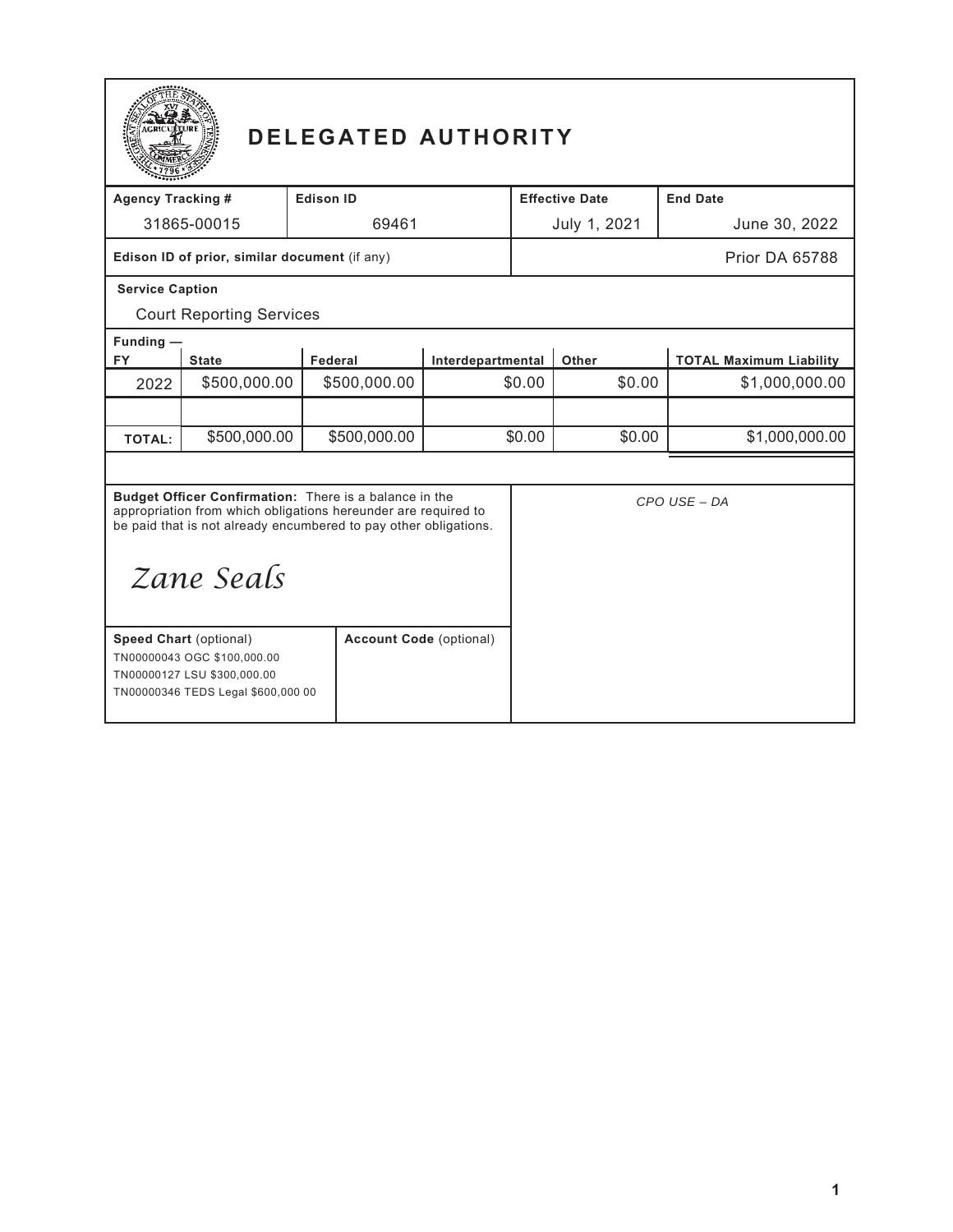# DELEGATED AUTHORITY

| Agency Tracking # | Edison ID | Effective Date | End Date |
|---|---|---|---|
| 31865-00015 | 69461 | July 1, 2021 | June 30, 2022 |

| Edison ID of prior, similar document (if any) | |
|---|---|
| | Prior DA 65788 |

**Service Caption**

Court Reporting Services

**Funding —**

| FY | State | Federal | Interdepartmental | Other | TOTAL Maximum Liability |
|---|---|---|---|---|---|
| 2022 | $500,000.00 | $500,000.00 | $0.00 | $0.00 | $1,000,000.00 |
| | | | | | |
| **TOTAL:** | $500,000.00 | $500,000.00 | $0.00 | $0.00 | $1,000,000.00 |

**Budget Officer Confirmation:** There is a balance in the appropriation from which obligations hereunder are required to be paid that is not already encumbered to pay other obligations.

*Zane Seals*

*CPO USE – DA*

**Speed Chart** (optional)

TN00000043 OGC $100,000.00
TN00000127 LSU $300,000.00
TN00000346 TEDS Legal $600,000 00

**Account Code** (optional)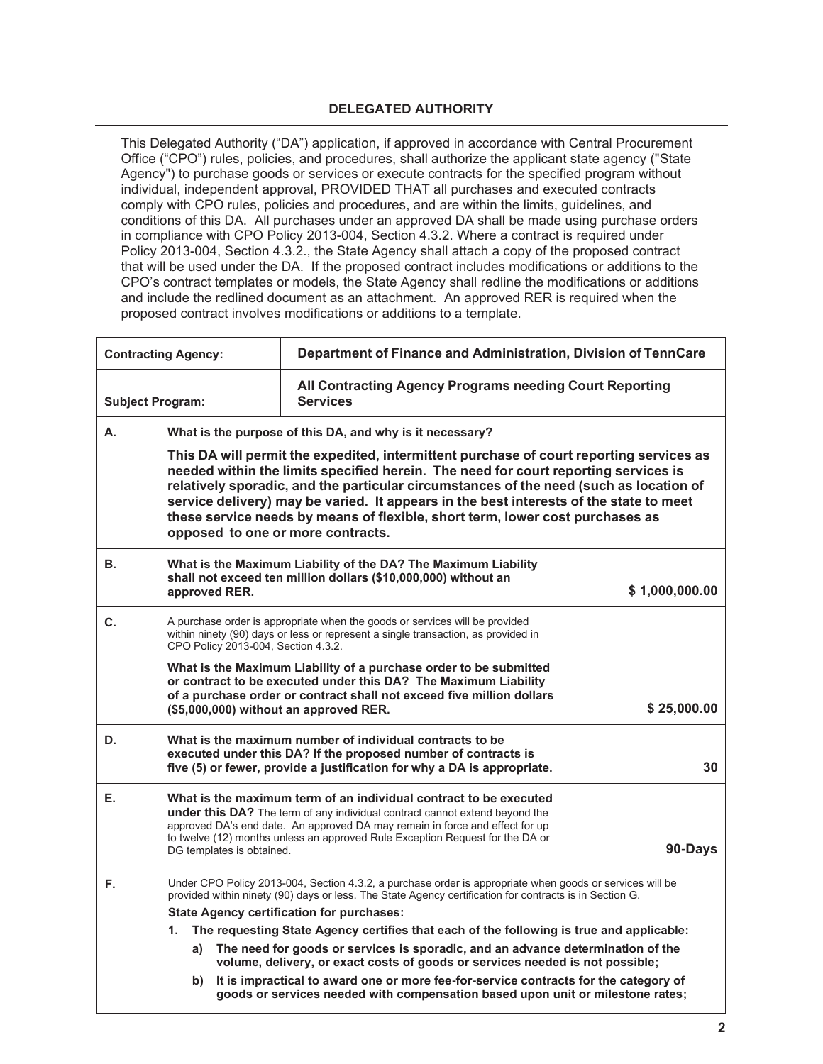## DELEGATED AUTHORITY

This Delegated Authority ("DA") application, if approved in accordance with Central Procurement Office ("CPO") rules, policies, and procedures, shall authorize the applicant state agency ("State Agency") to purchase goods or services or execute contracts for the specified program without individual, independent approval, PROVIDED THAT all purchases and executed contracts comply with CPO rules, policies and procedures, and are within the limits, guidelines, and conditions of this DA. All purchases under an approved DA shall be made using purchase orders in compliance with CPO Policy 2013-004, Section 4.3.2. Where a contract is required under Policy 2013-004, Section 4.3.2., the State Agency shall attach a copy of the proposed contract that will be used under the DA. If the proposed contract includes modifications or additions to the CPO's contract templates or models, the State Agency shall redline the modifications or additions and include the redlined document as an attachment. An approved RER is required when the proposed contract involves modifications or additions to a template.

| **Contracting Agency:** | **Department of Finance and Administration, Division of TennCare** | |
|---|---|---|
| **Subject Program:** | **All Contracting Agency Programs needing Court Reporting Services** | |
| **A.** | **What is the purpose of this DA, and why is it necessary?**<br><br>**This DA will permit the expedited, intermittent purchase of court reporting services as needed within the limits specified herein. The need for court reporting services is relatively sporadic, and the particular circumstances of the need (such as location of service delivery) may be varied. It appears in the best interests of the state to meet these service needs by means of flexible, short term, lower cost purchases as opposed to one or more contracts.** | |
| **B.** | **What is the Maximum Liability of the DA? The Maximum Liability shall not exceed ten million dollars ($10,000,000) without an approved RER.** | **$ 1,000,000.00** |
| **C.** | A purchase order is appropriate when the goods or services will be provided within ninety (90) days or less or represent a single transaction, as provided in CPO Policy 2013-004, Section 4.3.2.<br><br>**What is the Maximum Liability of a purchase order to be submitted or contract to be executed under this DA? The Maximum Liability of a purchase order or contract shall not exceed five million dollars ($5,000,000) without an approved RER.** | **$ 25,000.00** |
| **D.** | **What is the maximum number of individual contracts to be executed under this DA? If the proposed number of contracts is five (5) or fewer, provide a justification for why a DA is appropriate.** | **30** |
| **E.** | **What is the maximum term of an individual contract to be executed under this DA?** The term of any individual contract cannot extend beyond the approved DA's end date. An approved DA may remain in force and effect for up to twelve (12) months unless an approved Rule Exception Request for the DA or DG templates is obtained. | **90-Days** |
| **F.** | Under CPO Policy 2013-004, Section 4.3.2, a purchase order is appropriate when goods or services will be provided within ninety (90) days or less. The State Agency certification for contracts is in Section G.<br><br>**State Agency certification for <u>purchases</u>:**<br><br>**1. The requesting State Agency certifies that each of the following is true and applicable:**<br><br>**a) The need for goods or services is sporadic, and an advance determination of the volume, delivery, or exact costs of goods or services needed is not possible;**<br><br>**b) It is impractical to award one or more fee-for-service contracts for the category of goods or services needed with compensation based upon unit or milestone rates;** | |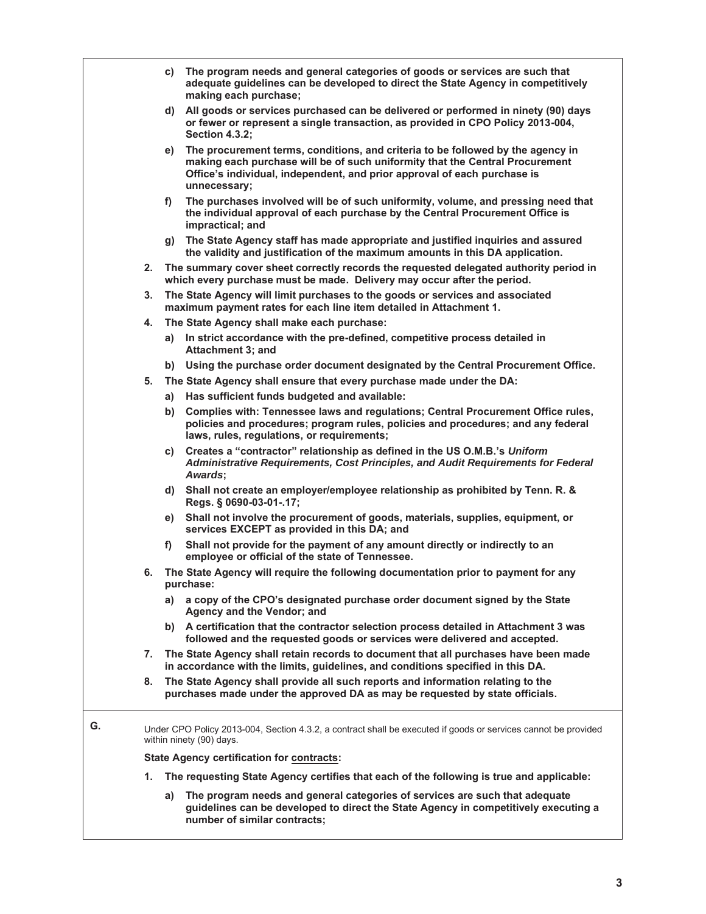c) **The program needs and general categories of goods or services are such that adequate guidelines can be developed to direct the State Agency in competitively making each purchase;**

d) **All goods or services purchased can be delivered or performed in ninety (90) days or fewer or represent a single transaction, as provided in CPO Policy 2013-004, Section 4.3.2;**

e) **The procurement terms, conditions, and criteria to be followed by the agency in making each purchase will be of such uniformity that the Central Procurement Office's individual, independent, and prior approval of each purchase is unnecessary;**

f) **The purchases involved will be of such uniformity, volume, and pressing need that the individual approval of each purchase by the Central Procurement Office is impractical; and**

g) **The State Agency staff has made appropriate and justified inquiries and assured the validity and justification of the maximum amounts in this DA application.**

2. **The summary cover sheet correctly records the requested delegated authority period in which every purchase must be made. Delivery may occur after the period.**
3. **The State Agency will limit purchases to the goods or services and associated maximum payment rates for each line item detailed in Attachment 1.**
4. **The State Agency shall make each purchase:**
   a) **In strict accordance with the pre-defined, competitive process detailed in Attachment 3; and**
   b) **Using the purchase order document designated by the Central Procurement Office.**
5. **The State Agency shall ensure that every purchase made under the DA:**
   a) **Has sufficient funds budgeted and available:**
   b) **Complies with: Tennessee laws and regulations; Central Procurement Office rules, policies and procedures; program rules, policies and procedures; and any federal laws, rules, regulations, or requirements;**
   c) **Creates a "contractor" relationship as defined in the US O.M.B.'s *Uniform Administrative Requirements, Cost Principles, and Audit Requirements for Federal Awards*;**
   d) **Shall not create an employer/employee relationship as prohibited by Tenn. R. & Regs. § 0690-03-01-.17;**
   e) **Shall not involve the procurement of goods, materials, supplies, equipment, or services EXCEPT as provided in this DA; and**
   f) **Shall not provide for the payment of any amount directly or indirectly to an employee or official of the state of Tennessee.**
6. **The State Agency will require the following documentation prior to payment for any purchase:**
   a) **a copy of the CPO's designated purchase order document signed by the State Agency and the Vendor; and**
   b) **A certification that the contractor selection process detailed in Attachment 3 was followed and the requested goods or services were delivered and accepted.**
7. **The State Agency shall retain records to document that all purchases have been made in accordance with the limits, guidelines, and conditions specified in this DA.**
8. **The State Agency shall provide all such reports and information relating to the purchases made under the approved DA as may be requested by state officials.**

**G.**

Under CPO Policy 2013-004, Section 4.3.2, a contract shall be executed if goods or services cannot be provided within ninety (90) days.

**State Agency certification for <u>contracts</u>:**

1. **The requesting State Agency certifies that each of the following is true and applicable:**
   a) **The program needs and general categories of services are such that adequate guidelines can be developed to direct the State Agency in competitively executing a number of similar contracts;**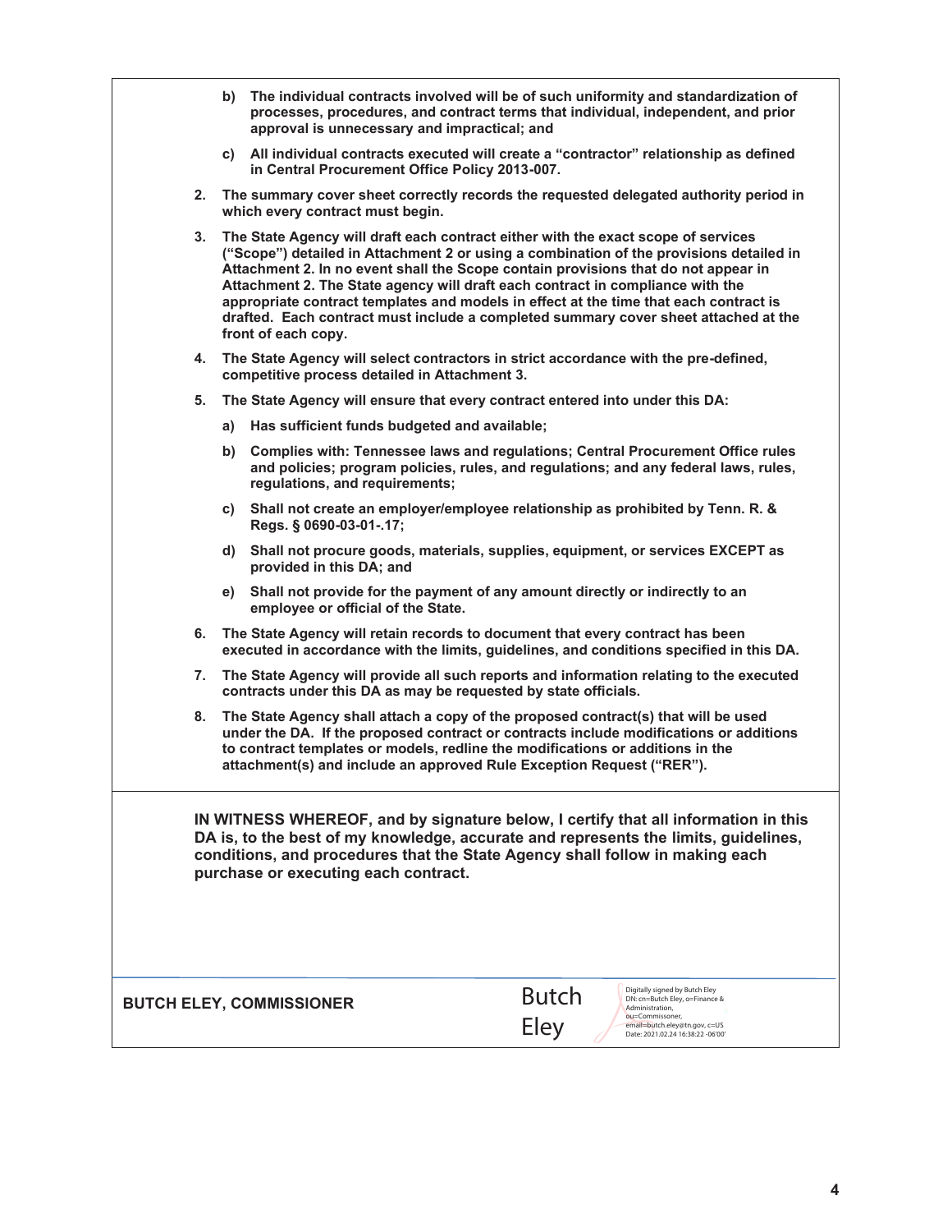**b) The individual contracts involved will be of such uniformity and standardization of processes, procedures, and contract terms that individual, independent, and prior approval is unnecessary and impractical; and**

**c) All individual contracts executed will create a "contractor" relationship as defined in Central Procurement Office Policy 2013-007.**

**2. The summary cover sheet correctly records the requested delegated authority period in which every contract must begin.**

**3. The State Agency will draft each contract either with the exact scope of services ("Scope") detailed in Attachment 2 or using a combination of the provisions detailed in Attachment 2. In no event shall the Scope contain provisions that do not appear in Attachment 2. The State agency will draft each contract in compliance with the appropriate contract templates and models in effect at the time that each contract is drafted. Each contract must include a completed summary cover sheet attached at the front of each copy.**

**4. The State Agency will select contractors in strict accordance with the pre-defined, competitive process detailed in Attachment 3.**

**5. The State Agency will ensure that every contract entered into under this DA:**

**a) Has sufficient funds budgeted and available;**

**b) Complies with: Tennessee laws and regulations; Central Procurement Office rules and policies; program policies, rules, and regulations; and any federal laws, rules, regulations, and requirements;**

**c) Shall not create an employer/employee relationship as prohibited by Tenn. R. & Regs. § 0690-03-01-.17;**

**d) Shall not procure goods, materials, supplies, equipment, or services EXCEPT as provided in this DA; and**

**e) Shall not provide for the payment of any amount directly or indirectly to an employee or official of the State.**

**6. The State Agency will retain records to document that every contract has been executed in accordance with the limits, guidelines, and conditions specified in this DA.**

**7. The State Agency will provide all such reports and information relating to the executed contracts under this DA as may be requested by state officials.**

**8. The State Agency shall attach a copy of the proposed contract(s) that will be used under the DA. If the proposed contract or contracts include modifications or additions to contract templates or models, redline the modifications or additions in the attachment(s) and include an approved Rule Exception Request ("RER").**

**IN WITNESS WHEREOF, and by signature below, I certify that all information in this DA is, to the best of my knowledge, accurate and represents the limits, guidelines, conditions, and procedures that the State Agency shall follow in making each purchase or executing each contract.**

**BUTCH ELEY, COMMISSIONER**

Butch Eley

Digitally signed by Butch Eley
DN: cn=Butch Eley, o=Finance & Administration, ou=Commissioner, email=butch.eley@tn.gov, c=US
Date: 2021.02.24 16:38:22 -06'00'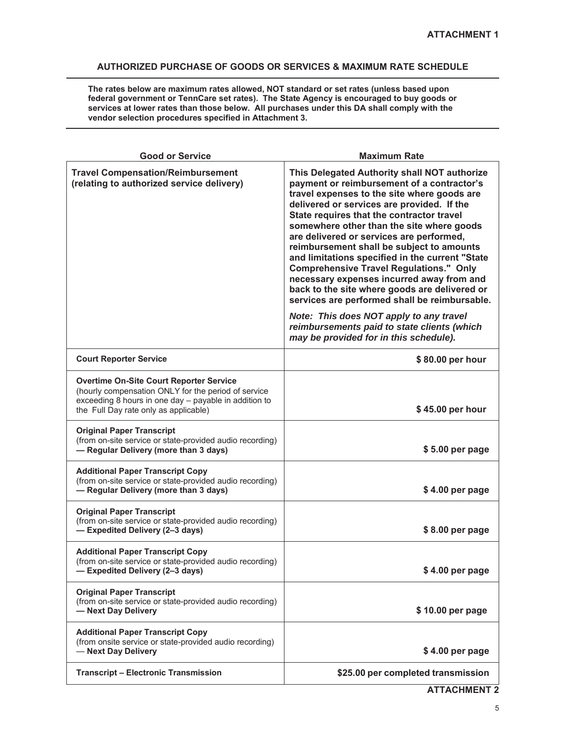**ATTACHMENT 1**

## AUTHORIZED PURCHASE OF GOODS OR SERVICES & MAXIMUM RATE SCHEDULE

**The rates below are maximum rates allowed, NOT standard or set rates (unless based upon federal government or TennCare set rates). The State Agency is encouraged to buy goods or services at lower rates than those below. All purchases under this DA shall comply with the vendor selection procedures specified in Attachment 3.**

| Good or Service | Maximum Rate |
|---|---|
| **Travel Compensation/Reimbursement (relating to authorized service delivery)** | **This Delegated Authority shall NOT authorize payment or reimbursement of a contractor's travel expenses to the site where goods are delivered or services are provided. If the State requires that the contractor travel somewhere other than the site where goods are delivered or services are performed, reimbursement shall be subject to amounts and limitations specified in the current "State Comprehensive Travel Regulations." Only necessary expenses incurred away from and back to the site where goods are delivered or services are performed shall be reimbursable.** <br><br> ***Note: This does NOT apply to any travel reimbursements paid to state clients (which may be provided for in this schedule).*** |
| **Court Reporter Service** | **$ 80.00 per hour** |
| **Overtime On-Site Court Reporter Service** (hourly compensation ONLY for the period of service exceeding 8 hours in one day – payable in addition to the Full Day rate only as applicable) | **$ 45.00 per hour** |
| **Original Paper Transcript** (from on-site service or state-provided audio recording) **— Regular Delivery (more than 3 days)** | **$ 5.00 per page** |
| **Additional Paper Transcript Copy** (from on-site service or state-provided audio recording) **— Regular Delivery (more than 3 days)** | **$ 4.00 per page** |
| **Original Paper Transcript** (from on-site service or state-provided audio recording) **— Expedited Delivery (2–3 days)** | **$ 8.00 per page** |
| **Additional Paper Transcript Copy** (from on-site service or state-provided audio recording) **— Expedited Delivery (2–3 days)** | **$ 4.00 per page** |
| **Original Paper Transcript** (from on-site service or state-provided audio recording) **— Next Day Delivery** | **$ 10.00 per page** |
| **Additional Paper Transcript Copy** (from onsite service or state-provided audio recording) — **Next Day Delivery** | **$ 4.00 per page** |
| **Transcript – Electronic Transmission** | **$25.00 per completed transmission** |

**ATTACHMENT 2**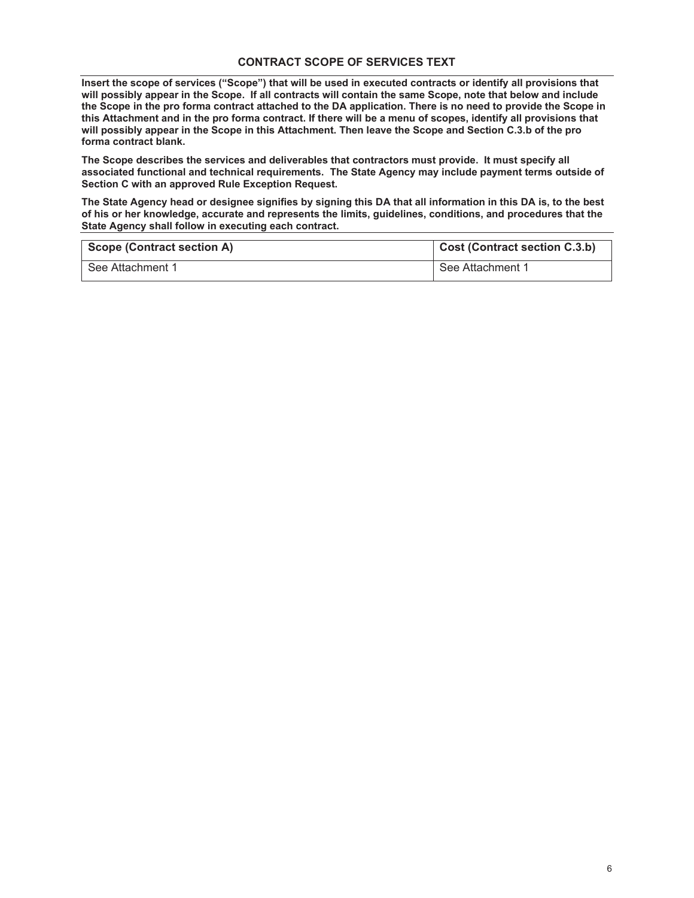## CONTRACT SCOPE OF SERVICES TEXT

**Insert the scope of services ("Scope") that will be used in executed contracts or identify all provisions that will possibly appear in the Scope. If all contracts will contain the same Scope, note that below and include the Scope in the pro forma contract attached to the DA application. There is no need to provide the Scope in this Attachment and in the pro forma contract. If there will be a menu of scopes, identify all provisions that will possibly appear in the Scope in this Attachment. Then leave the Scope and Section C.3.b of the pro forma contract blank.**

**The Scope describes the services and deliverables that contractors must provide. It must specify all associated functional and technical requirements. The State Agency may include payment terms outside of Section C with an approved Rule Exception Request.**

**The State Agency head or designee signifies by signing this DA that all information in this DA is, to the best of his or her knowledge, accurate and represents the limits, guidelines, conditions, and procedures that the State Agency shall follow in executing each contract.**

| Scope (Contract section A) | Cost (Contract section C.3.b) |
|---|---|
| See Attachment 1 | See Attachment 1 |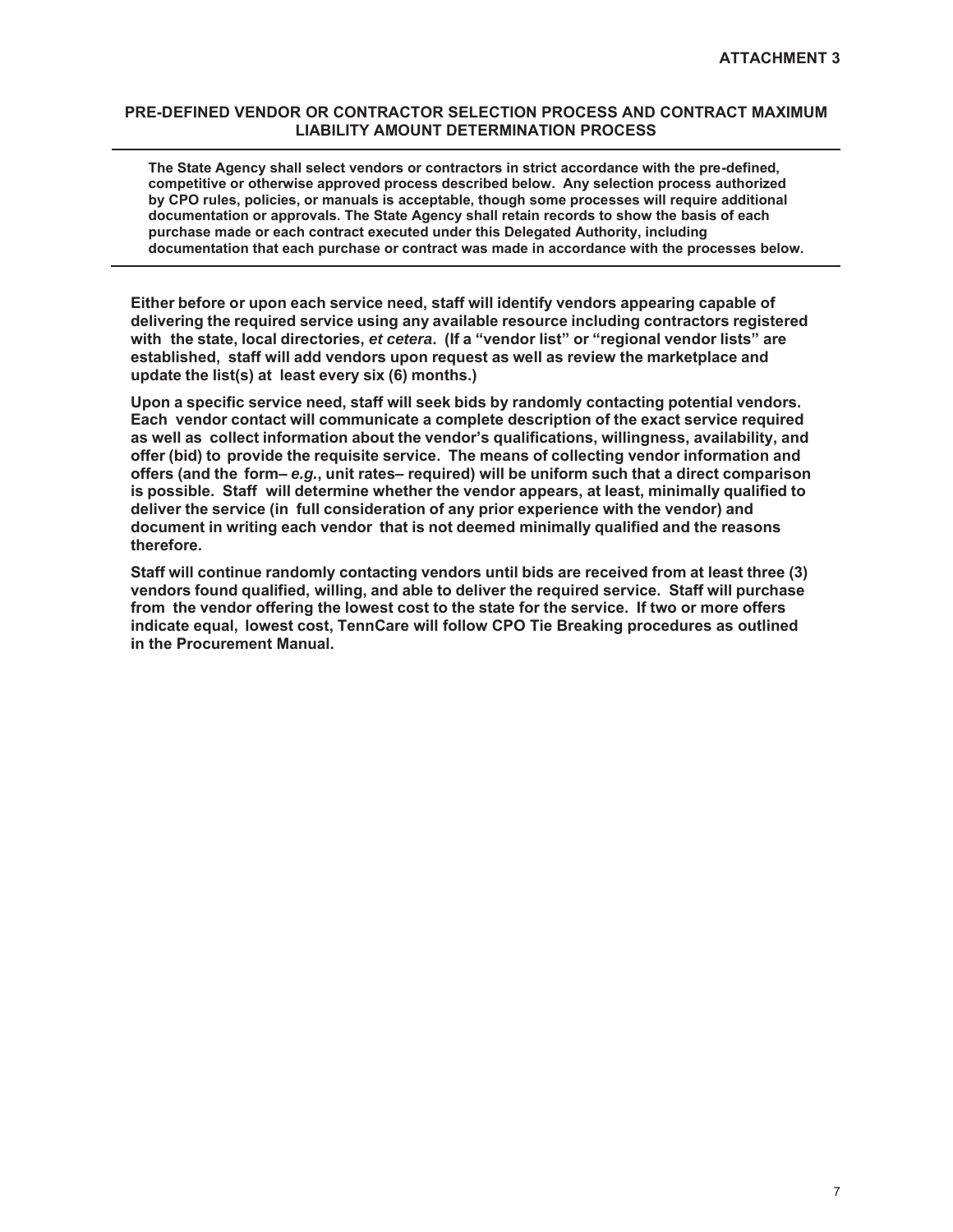**ATTACHMENT 3**

## PRE-DEFINED VENDOR OR CONTRACTOR SELECTION PROCESS AND CONTRACT MAXIMUM LIABILITY AMOUNT DETERMINATION PROCESS

---

**The State Agency shall select vendors or contractors in strict accordance with the pre-defined, competitive or otherwise approved process described below. Any selection process authorized by CPO rules, policies, or manuals is acceptable, though some processes will require additional documentation or approvals. The State Agency shall retain records to show the basis of each purchase made or each contract executed under this Delegated Authority, including documentation that each purchase or contract was made in accordance with the processes below.**

---

**Either before or upon each service need, staff will identify vendors appearing capable of delivering the required service using any available resource including contractors registered with the state, local directories, *et cetera*. (If a "vendor list" or "regional vendor lists" are established, staff will add vendors upon request as well as review the marketplace and update the list(s) at least every six (6) months.)**

**Upon a specific service need, staff will seek bids by randomly contacting potential vendors. Each vendor contact will communicate a complete description of the exact service required as well as collect information about the vendor's qualifications, willingness, availability, and offer (bid) to provide the requisite service. The means of collecting vendor information and offers (and the form– *e.g.*, unit rates– required) will be uniform such that a direct comparison is possible. Staff will determine whether the vendor appears, at least, minimally qualified to deliver the service (in full consideration of any prior experience with the vendor) and document in writing each vendor that is not deemed minimally qualified and the reasons therefore.**

**Staff will continue randomly contacting vendors until bids are received from at least three (3) vendors found qualified, willing, and able to deliver the required service. Staff will purchase from the vendor offering the lowest cost to the state for the service. If two or more offers indicate equal, lowest cost, TennCare will follow CPO Tie Breaking procedures as outlined in the Procurement Manual.**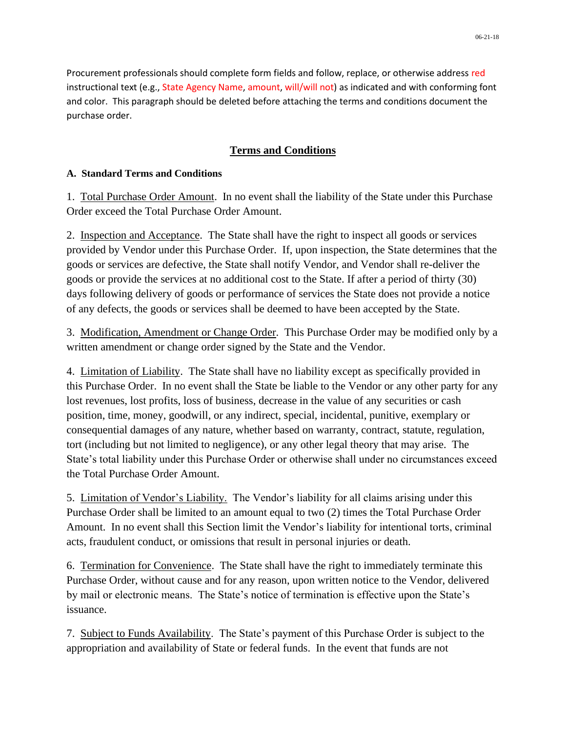Procurement professionals should complete form fields and follow, replace, or otherwise address red instructional text (e.g., State Agency Name, amount, will/will not) as indicated and with conforming font and color. This paragraph should be deleted before attaching the terms and conditions document the purchase order.

## Terms and Conditions

**A. Standard Terms and Conditions**

1. Total Purchase Order Amount. In no event shall the liability of the State under this Purchase Order exceed the Total Purchase Order Amount.

2. Inspection and Acceptance. The State shall have the right to inspect all goods or services provided by Vendor under this Purchase Order. If, upon inspection, the State determines that the goods or services are defective, the State shall notify Vendor, and Vendor shall re-deliver the goods or provide the services at no additional cost to the State. If after a period of thirty (30) days following delivery of goods or performance of services the State does not provide a notice of any defects, the goods or services shall be deemed to have been accepted by the State.

3. Modification, Amendment or Change Order. This Purchase Order may be modified only by a written amendment or change order signed by the State and the Vendor.

4. Limitation of Liability. The State shall have no liability except as specifically provided in this Purchase Order. In no event shall the State be liable to the Vendor or any other party for any lost revenues, lost profits, loss of business, decrease in the value of any securities or cash position, time, money, goodwill, or any indirect, special, incidental, punitive, exemplary or consequential damages of any nature, whether based on warranty, contract, statute, regulation, tort (including but not limited to negligence), or any other legal theory that may arise. The State's total liability under this Purchase Order or otherwise shall under no circumstances exceed the Total Purchase Order Amount.

5. Limitation of Vendor's Liability. The Vendor's liability for all claims arising under this Purchase Order shall be limited to an amount equal to two (2) times the Total Purchase Order Amount. In no event shall this Section limit the Vendor's liability for intentional torts, criminal acts, fraudulent conduct, or omissions that result in personal injuries or death.

6. Termination for Convenience. The State shall have the right to immediately terminate this Purchase Order, without cause and for any reason, upon written notice to the Vendor, delivered by mail or electronic means. The State's notice of termination is effective upon the State's issuance.

7. Subject to Funds Availability. The State's payment of this Purchase Order is subject to the appropriation and availability of State or federal funds. In the event that funds are not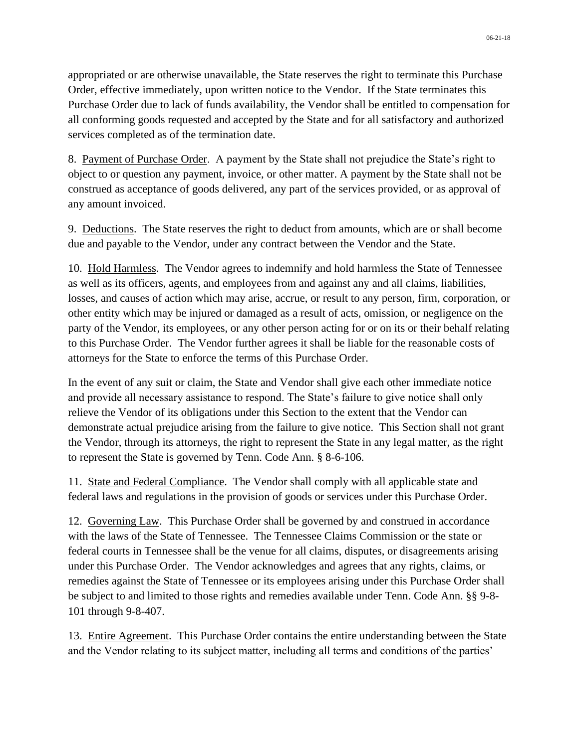appropriated or are otherwise unavailable, the State reserves the right to terminate this Purchase Order, effective immediately, upon written notice to the Vendor. If the State terminates this Purchase Order due to lack of funds availability, the Vendor shall be entitled to compensation for all conforming goods requested and accepted by the State and for all satisfactory and authorized services completed as of the termination date.

8. Payment of Purchase Order. A payment by the State shall not prejudice the State's right to object to or question any payment, invoice, or other matter. A payment by the State shall not be construed as acceptance of goods delivered, any part of the services provided, or as approval of any amount invoiced.

9. Deductions. The State reserves the right to deduct from amounts, which are or shall become due and payable to the Vendor, under any contract between the Vendor and the State.

10. Hold Harmless. The Vendor agrees to indemnify and hold harmless the State of Tennessee as well as its officers, agents, and employees from and against any and all claims, liabilities, losses, and causes of action which may arise, accrue, or result to any person, firm, corporation, or other entity which may be injured or damaged as a result of acts, omission, or negligence on the party of the Vendor, its employees, or any other person acting for or on its or their behalf relating to this Purchase Order. The Vendor further agrees it shall be liable for the reasonable costs of attorneys for the State to enforce the terms of this Purchase Order.

In the event of any suit or claim, the State and Vendor shall give each other immediate notice and provide all necessary assistance to respond. The State's failure to give notice shall only relieve the Vendor of its obligations under this Section to the extent that the Vendor can demonstrate actual prejudice arising from the failure to give notice. This Section shall not grant the Vendor, through its attorneys, the right to represent the State in any legal matter, as the right to represent the State is governed by Tenn. Code Ann. § 8-6-106.

11. State and Federal Compliance. The Vendor shall comply with all applicable state and federal laws and regulations in the provision of goods or services under this Purchase Order.

12. Governing Law. This Purchase Order shall be governed by and construed in accordance with the laws of the State of Tennessee. The Tennessee Claims Commission or the state or federal courts in Tennessee shall be the venue for all claims, disputes, or disagreements arising under this Purchase Order. The Vendor acknowledges and agrees that any rights, claims, or remedies against the State of Tennessee or its employees arising under this Purchase Order shall be subject to and limited to those rights and remedies available under Tenn. Code Ann. §§ 9-8-101 through 9-8-407.

13. Entire Agreement. This Purchase Order contains the entire understanding between the State and the Vendor relating to its subject matter, including all terms and conditions of the parties'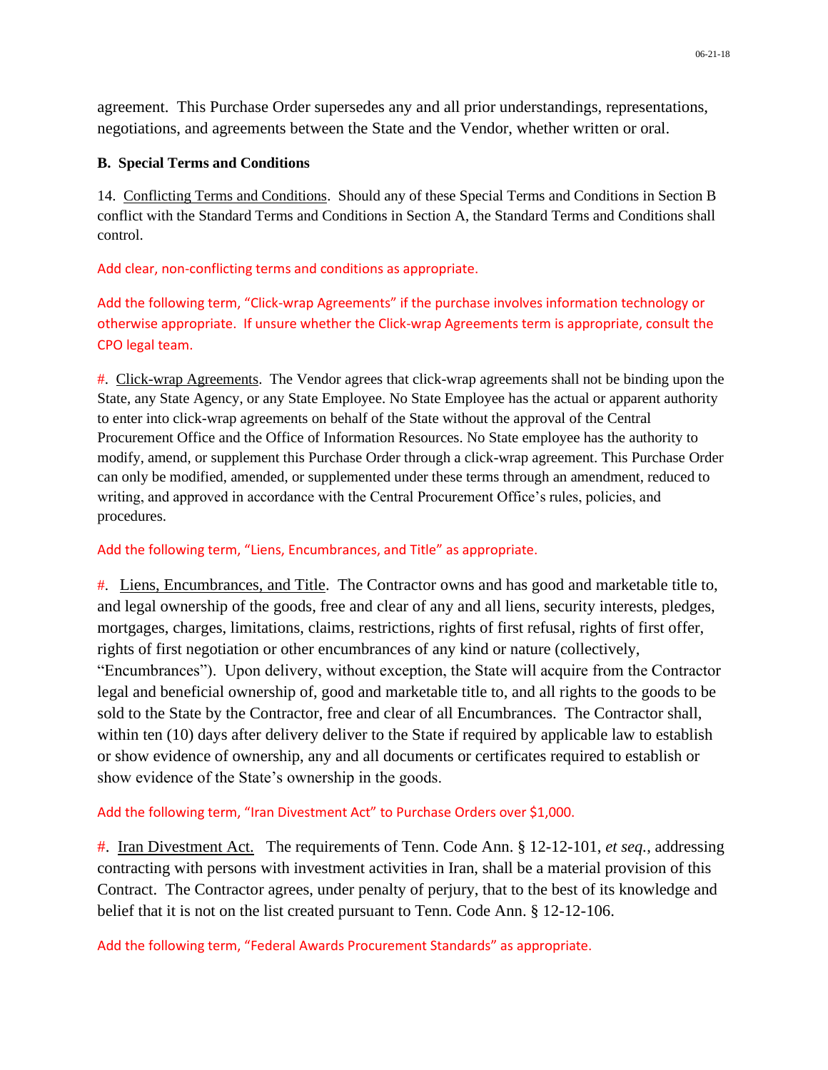agreement. This Purchase Order supersedes any and all prior understandings, representations, negotiations, and agreements between the State and the Vendor, whether written or oral.

**B. Special Terms and Conditions**

14. Conflicting Terms and Conditions. Should any of these Special Terms and Conditions in Section B conflict with the Standard Terms and Conditions in Section A, the Standard Terms and Conditions shall control.

Add clear, non-conflicting terms and conditions as appropriate.

Add the following term, "Click-wrap Agreements" if the purchase involves information technology or otherwise appropriate. If unsure whether the Click-wrap Agreements term is appropriate, consult the CPO legal team.

#. Click-wrap Agreements. The Vendor agrees that click-wrap agreements shall not be binding upon the State, any State Agency, or any State Employee. No State Employee has the actual or apparent authority to enter into click-wrap agreements on behalf of the State without the approval of the Central Procurement Office and the Office of Information Resources. No State employee has the authority to modify, amend, or supplement this Purchase Order through a click-wrap agreement. This Purchase Order can only be modified, amended, or supplemented under these terms through an amendment, reduced to writing, and approved in accordance with the Central Procurement Office's rules, policies, and procedures.

Add the following term, "Liens, Encumbrances, and Title" as appropriate.

#. Liens, Encumbrances, and Title. The Contractor owns and has good and marketable title to, and legal ownership of the goods, free and clear of any and all liens, security interests, pledges, mortgages, charges, limitations, claims, restrictions, rights of first refusal, rights of first offer, rights of first negotiation or other encumbrances of any kind or nature (collectively, "Encumbrances"). Upon delivery, without exception, the State will acquire from the Contractor legal and beneficial ownership of, good and marketable title to, and all rights to the goods to be sold to the State by the Contractor, free and clear of all Encumbrances. The Contractor shall, within ten (10) days after delivery deliver to the State if required by applicable law to establish or show evidence of ownership, any and all documents or certificates required to establish or show evidence of the State's ownership in the goods.

Add the following term, "Iran Divestment Act" to Purchase Orders over $1,000.

#. Iran Divestment Act. The requirements of Tenn. Code Ann. § 12-12-101, *et seq.*, addressing contracting with persons with investment activities in Iran, shall be a material provision of this Contract. The Contractor agrees, under penalty of perjury, that to the best of its knowledge and belief that it is not on the list created pursuant to Tenn. Code Ann. § 12-12-106.

Add the following term, "Federal Awards Procurement Standards" as appropriate.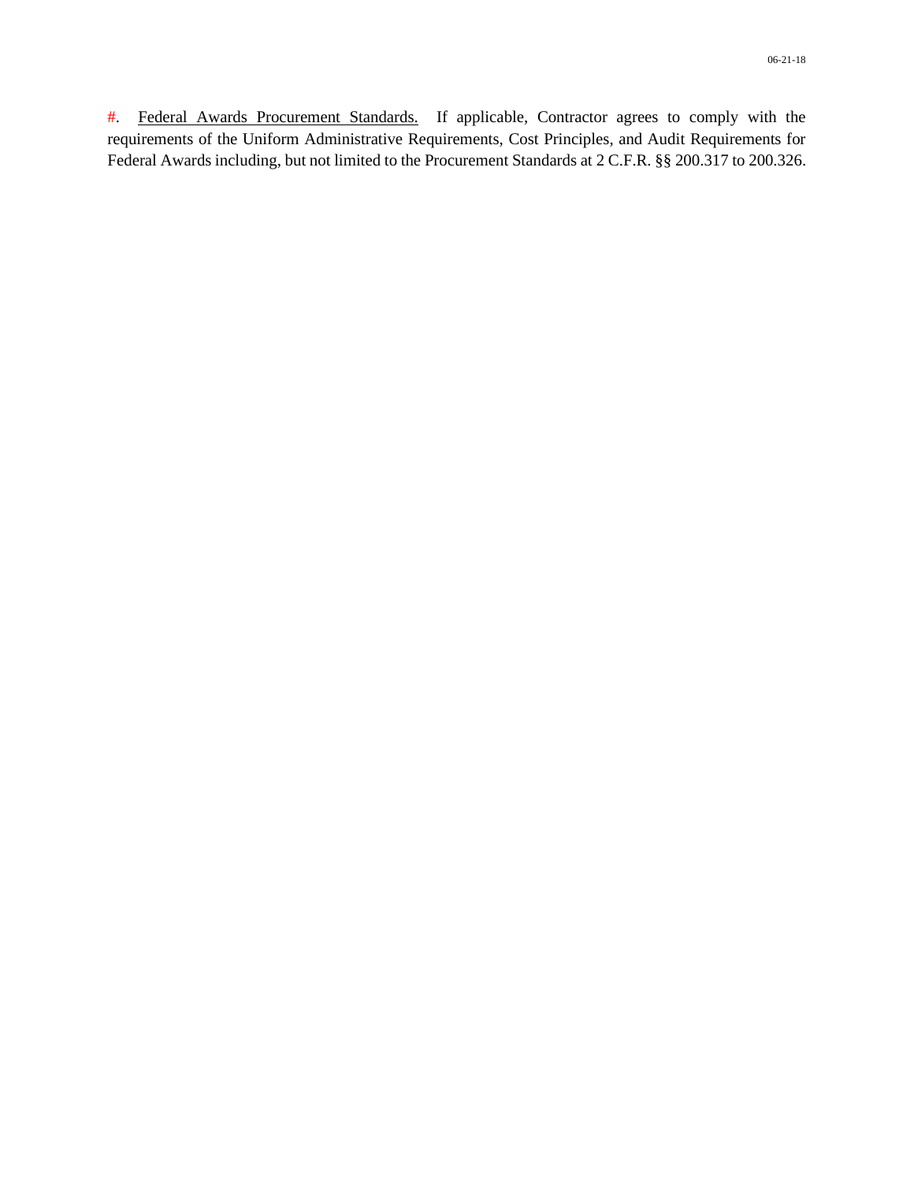#. Federal Awards Procurement Standards. If applicable, Contractor agrees to comply with the requirements of the Uniform Administrative Requirements, Cost Principles, and Audit Requirements for Federal Awards including, but not limited to the Procurement Standards at 2 C.F.R. §§ 200.317 to 200.326.